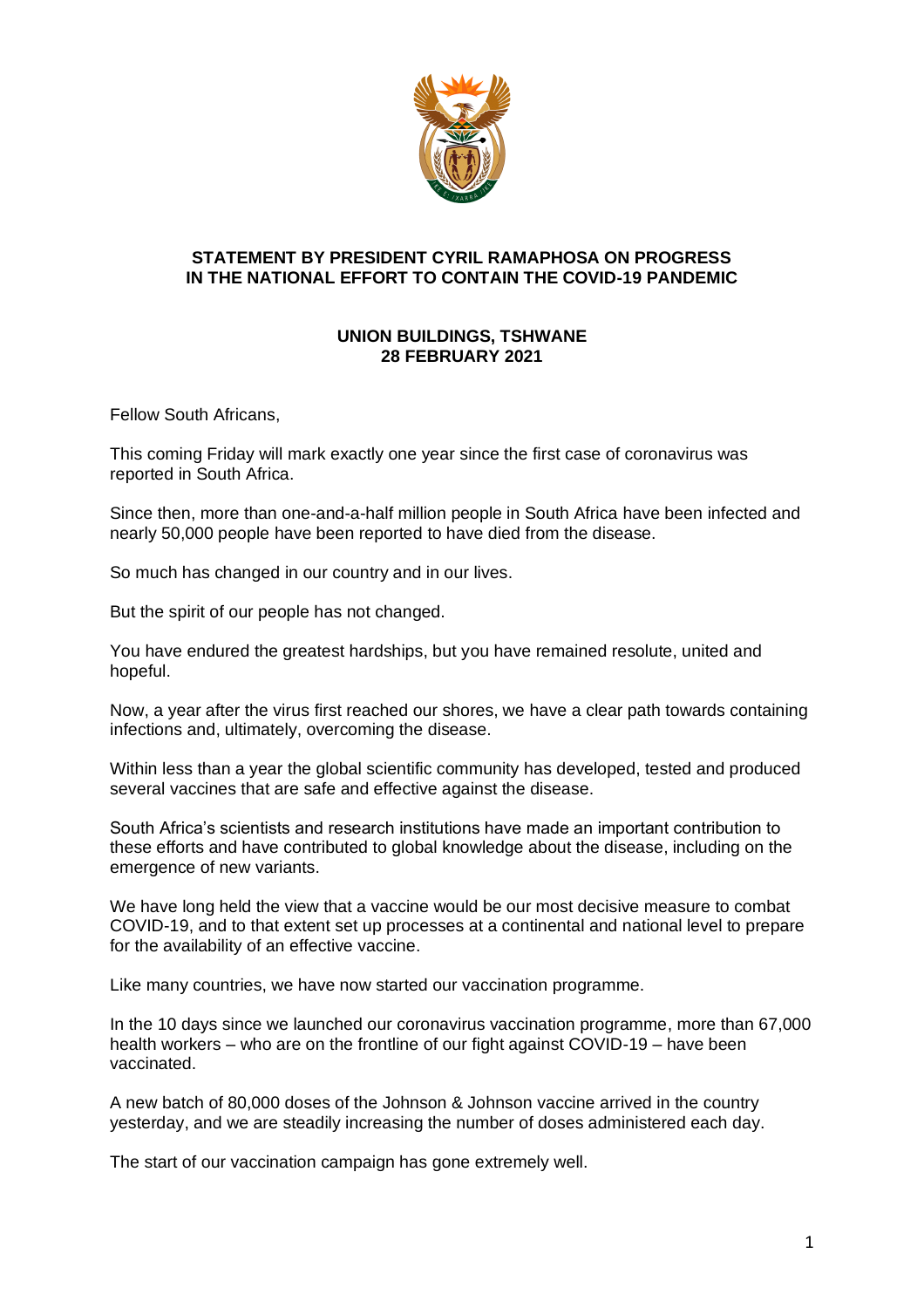**STATEMENT BY PRESIDENT CYRIL RAMAPHOSA ON PROGRESS IN THE NATIONAL EFFORT TO CONTAIN THE COVID-19 PANDEMIC**

**UNION BUILDINGS, TSHWANE**
**28 FEBRUARY 2021**

Fellow South Africans,

This coming Friday will mark exactly one year since the first case of coronavirus was reported in South Africa.

Since then, more than one-and-a-half million people in South Africa have been infected and nearly 50,000 people have been reported to have died from the disease.

So much has changed in our country and in our lives.

But the spirit of our people has not changed.

You have endured the greatest hardships, but you have remained resolute, united and hopeful.

Now, a year after the virus first reached our shores, we have a clear path towards containing infections and, ultimately, overcoming the disease.

Within less than a year the global scientific community has developed, tested and produced several vaccines that are safe and effective against the disease.

South Africa's scientists and research institutions have made an important contribution to these efforts and have contributed to global knowledge about the disease, including on the emergence of new variants.

We have long held the view that a vaccine would be our most decisive measure to combat COVID-19, and to that extent set up processes at a continental and national level to prepare for the availability of an effective vaccine.

Like many countries, we have now started our vaccination programme.

In the 10 days since we launched our coronavirus vaccination programme, more than 67,000 health workers – who are on the frontline of our fight against COVID-19 – have been vaccinated.

A new batch of 80,000 doses of the Johnson & Johnson vaccine arrived in the country yesterday, and we are steadily increasing the number of doses administered each day.

The start of our vaccination campaign has gone extremely well.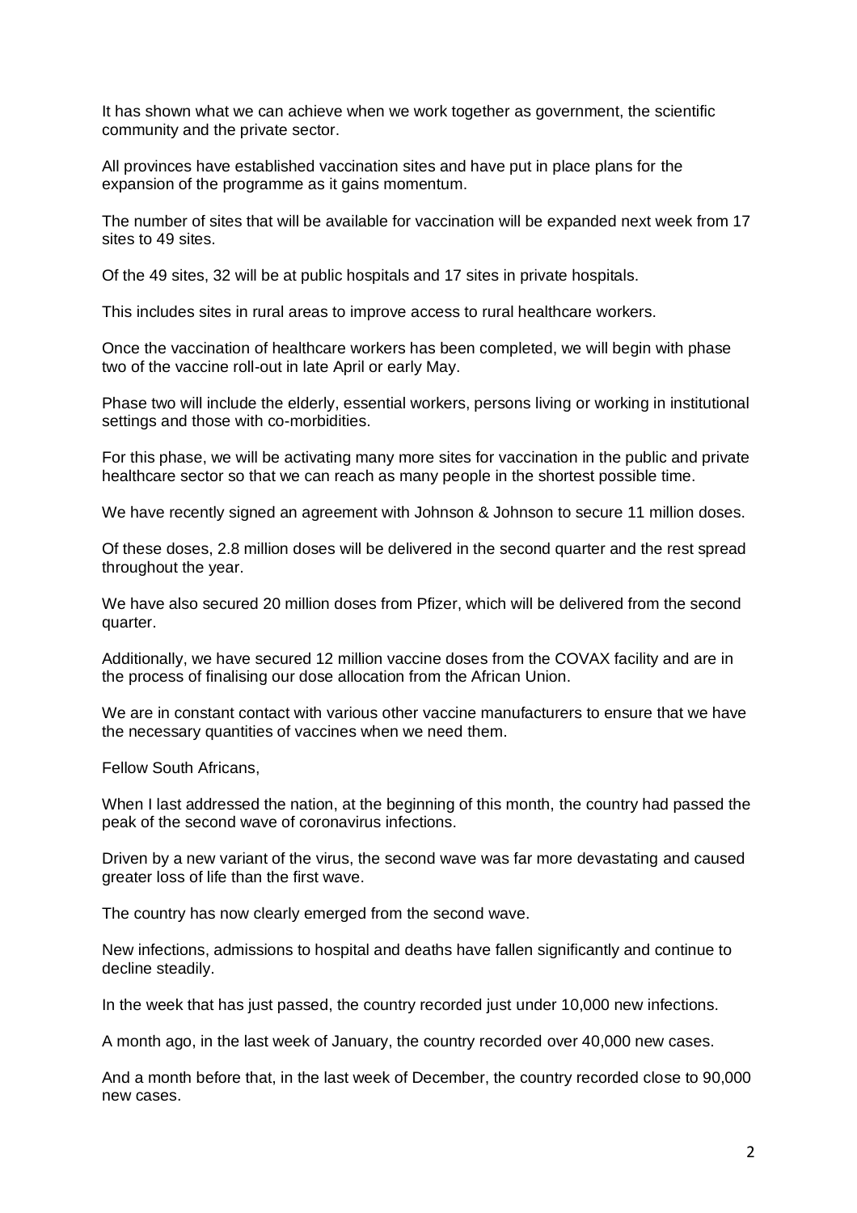It has shown what we can achieve when we work together as government, the scientific community and the private sector.

All provinces have established vaccination sites and have put in place plans for the expansion of the programme as it gains momentum.

The number of sites that will be available for vaccination will be expanded next week from 17 sites to 49 sites.

Of the 49 sites, 32 will be at public hospitals and 17 sites in private hospitals.

This includes sites in rural areas to improve access to rural healthcare workers.

Once the vaccination of healthcare workers has been completed, we will begin with phase two of the vaccine roll-out in late April or early May.

Phase two will include the elderly, essential workers, persons living or working in institutional settings and those with co-morbidities.

For this phase, we will be activating many more sites for vaccination in the public and private healthcare sector so that we can reach as many people in the shortest possible time.

We have recently signed an agreement with Johnson & Johnson to secure 11 million doses.

Of these doses, 2.8 million doses will be delivered in the second quarter and the rest spread throughout the year.

We have also secured 20 million doses from Pfizer, which will be delivered from the second quarter.

Additionally, we have secured 12 million vaccine doses from the COVAX facility and are in the process of finalising our dose allocation from the African Union.

We are in constant contact with various other vaccine manufacturers to ensure that we have the necessary quantities of vaccines when we need them.

Fellow South Africans,

When I last addressed the nation, at the beginning of this month, the country had passed the peak of the second wave of coronavirus infections.

Driven by a new variant of the virus, the second wave was far more devastating and caused greater loss of life than the first wave.

The country has now clearly emerged from the second wave.

New infections, admissions to hospital and deaths have fallen significantly and continue to decline steadily.

In the week that has just passed, the country recorded just under 10,000 new infections.

A month ago, in the last week of January, the country recorded over 40,000 new cases.

And a month before that, in the last week of December, the country recorded close to 90,000 new cases.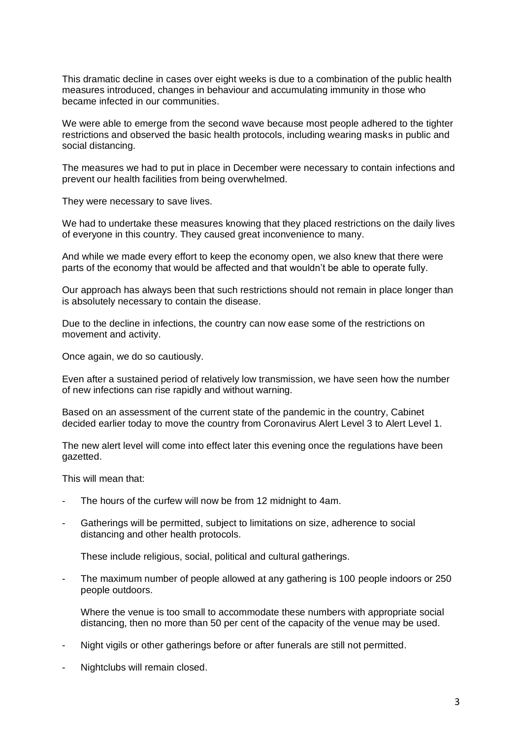This dramatic decline in cases over eight weeks is due to a combination of the public health measures introduced, changes in behaviour and accumulating immunity in those who became infected in our communities.

We were able to emerge from the second wave because most people adhered to the tighter restrictions and observed the basic health protocols, including wearing masks in public and social distancing.

The measures we had to put in place in December were necessary to contain infections and prevent our health facilities from being overwhelmed.

They were necessary to save lives.

We had to undertake these measures knowing that they placed restrictions on the daily lives of everyone in this country. They caused great inconvenience to many.

And while we made every effort to keep the economy open, we also knew that there were parts of the economy that would be affected and that wouldn't be able to operate fully.

Our approach has always been that such restrictions should not remain in place longer than is absolutely necessary to contain the disease.

Due to the decline in infections, the country can now ease some of the restrictions on movement and activity.

Once again, we do so cautiously.

Even after a sustained period of relatively low transmission, we have seen how the number of new infections can rise rapidly and without warning.

Based on an assessment of the current state of the pandemic in the country, Cabinet decided earlier today to move the country from Coronavirus Alert Level 3 to Alert Level 1.

The new alert level will come into effect later this evening once the regulations have been gazetted.

This will mean that:

- The hours of the curfew will now be from 12 midnight to 4am.
- Gatherings will be permitted, subject to limitations on size, adherence to social distancing and other health protocols.

  These include religious, social, political and cultural gatherings.
- The maximum number of people allowed at any gathering is 100 people indoors or 250 people outdoors.

  Where the venue is too small to accommodate these numbers with appropriate social distancing, then no more than 50 per cent of the capacity of the venue may be used.
- Night vigils or other gatherings before or after funerals are still not permitted.
- Nightclubs will remain closed.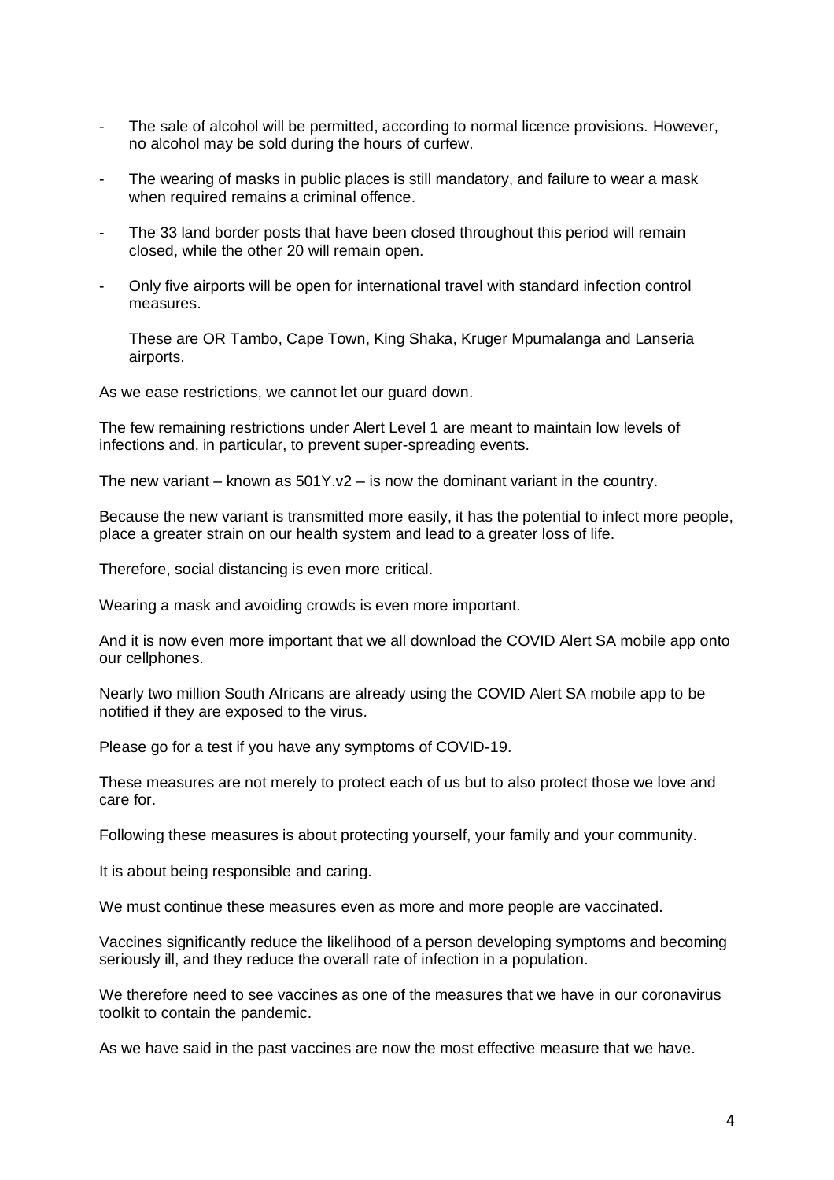- The sale of alcohol will be permitted, according to normal licence provisions. However, no alcohol may be sold during the hours of curfew.
- The wearing of masks in public places is still mandatory, and failure to wear a mask when required remains a criminal offence.
- The 33 land border posts that have been closed throughout this period will remain closed, while the other 20 will remain open.
- Only five airports will be open for international travel with standard infection control measures.

  These are OR Tambo, Cape Town, King Shaka, Kruger Mpumalanga and Lanseria airports.

As we ease restrictions, we cannot let our guard down.

The few remaining restrictions under Alert Level 1 are meant to maintain low levels of infections and, in particular, to prevent super-spreading events.

The new variant – known as 501Y.v2 – is now the dominant variant in the country.

Because the new variant is transmitted more easily, it has the potential to infect more people, place a greater strain on our health system and lead to a greater loss of life.

Therefore, social distancing is even more critical.

Wearing a mask and avoiding crowds is even more important.

And it is now even more important that we all download the COVID Alert SA mobile app onto our cellphones.

Nearly two million South Africans are already using the COVID Alert SA mobile app to be notified if they are exposed to the virus.

Please go for a test if you have any symptoms of COVID-19.

These measures are not merely to protect each of us but to also protect those we love and care for.

Following these measures is about protecting yourself, your family and your community.

It is about being responsible and caring.

We must continue these measures even as more and more people are vaccinated.

Vaccines significantly reduce the likelihood of a person developing symptoms and becoming seriously ill, and they reduce the overall rate of infection in a population.

We therefore need to see vaccines as one of the measures that we have in our coronavirus toolkit to contain the pandemic.

As we have said in the past vaccines are now the most effective measure that we have.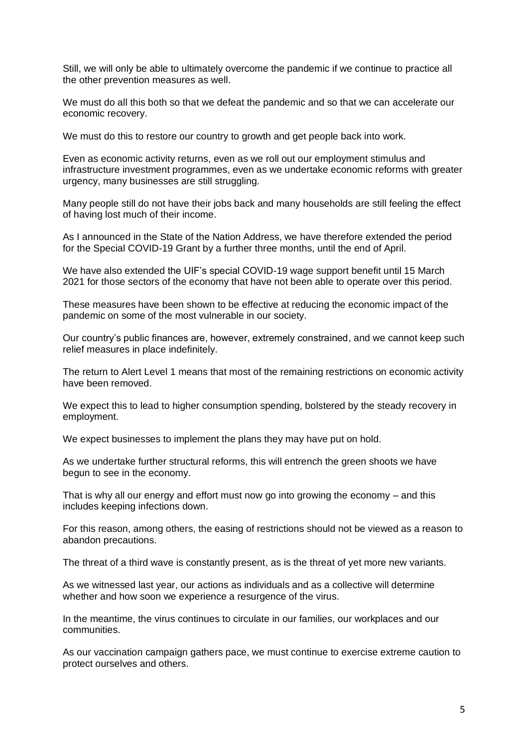Still, we will only be able to ultimately overcome the pandemic if we continue to practice all the other prevention measures as well.

We must do all this both so that we defeat the pandemic and so that we can accelerate our economic recovery.

We must do this to restore our country to growth and get people back into work.

Even as economic activity returns, even as we roll out our employment stimulus and infrastructure investment programmes, even as we undertake economic reforms with greater urgency, many businesses are still struggling.

Many people still do not have their jobs back and many households are still feeling the effect of having lost much of their income.

As I announced in the State of the Nation Address, we have therefore extended the period for the Special COVID-19 Grant by a further three months, until the end of April.

We have also extended the UIF's special COVID-19 wage support benefit until 15 March 2021 for those sectors of the economy that have not been able to operate over this period.

These measures have been shown to be effective at reducing the economic impact of the pandemic on some of the most vulnerable in our society.

Our country's public finances are, however, extremely constrained, and we cannot keep such relief measures in place indefinitely.

The return to Alert Level 1 means that most of the remaining restrictions on economic activity have been removed.

We expect this to lead to higher consumption spending, bolstered by the steady recovery in employment.

We expect businesses to implement the plans they may have put on hold.

As we undertake further structural reforms, this will entrench the green shoots we have begun to see in the economy.

That is why all our energy and effort must now go into growing the economy – and this includes keeping infections down.

For this reason, among others, the easing of restrictions should not be viewed as a reason to abandon precautions.

The threat of a third wave is constantly present, as is the threat of yet more new variants.

As we witnessed last year, our actions as individuals and as a collective will determine whether and how soon we experience a resurgence of the virus.

In the meantime, the virus continues to circulate in our families, our workplaces and our communities.

As our vaccination campaign gathers pace, we must continue to exercise extreme caution to protect ourselves and others.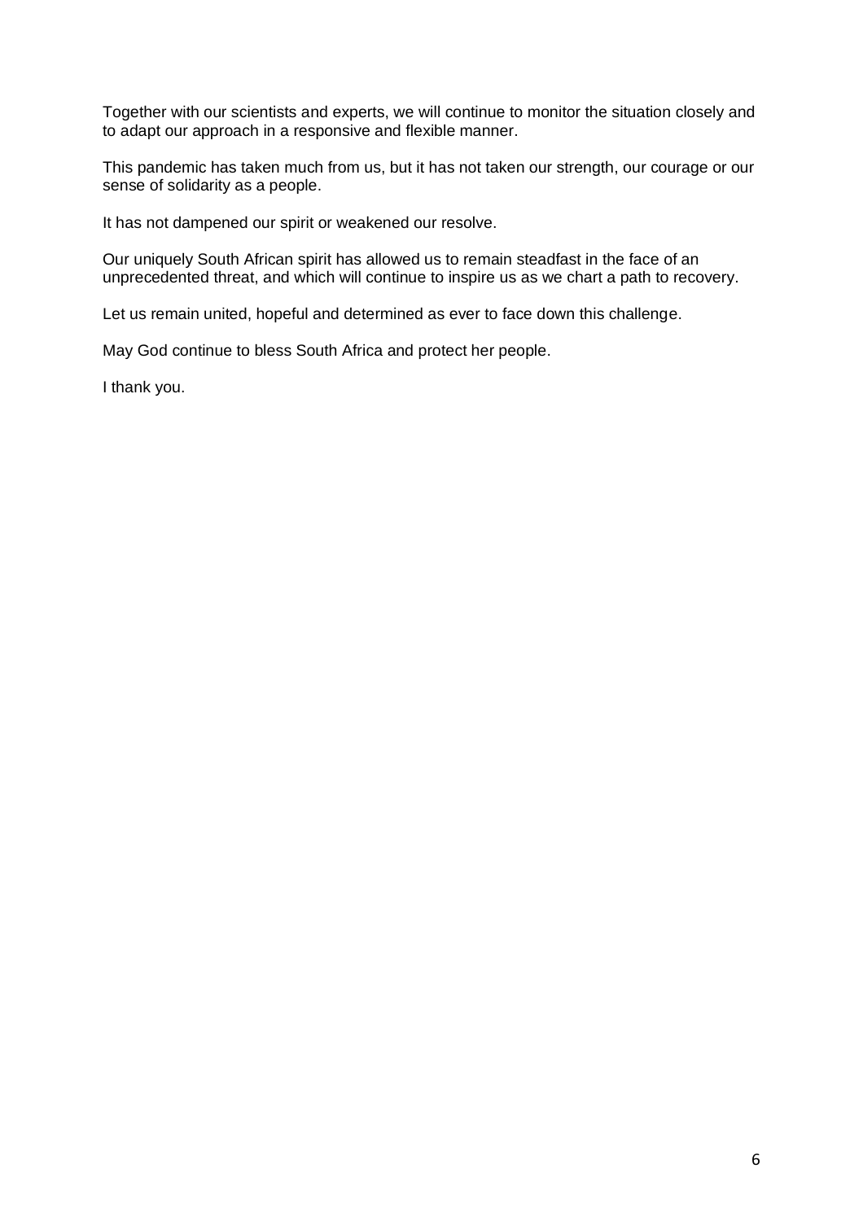Together with our scientists and experts, we will continue to monitor the situation closely and to adapt our approach in a responsive and flexible manner.

This pandemic has taken much from us, but it has not taken our strength, our courage or our sense of solidarity as a people.

It has not dampened our spirit or weakened our resolve.

Our uniquely South African spirit has allowed us to remain steadfast in the face of an unprecedented threat, and which will continue to inspire us as we chart a path to recovery.

Let us remain united, hopeful and determined as ever to face down this challenge.

May God continue to bless South Africa and protect her people.

I thank you.